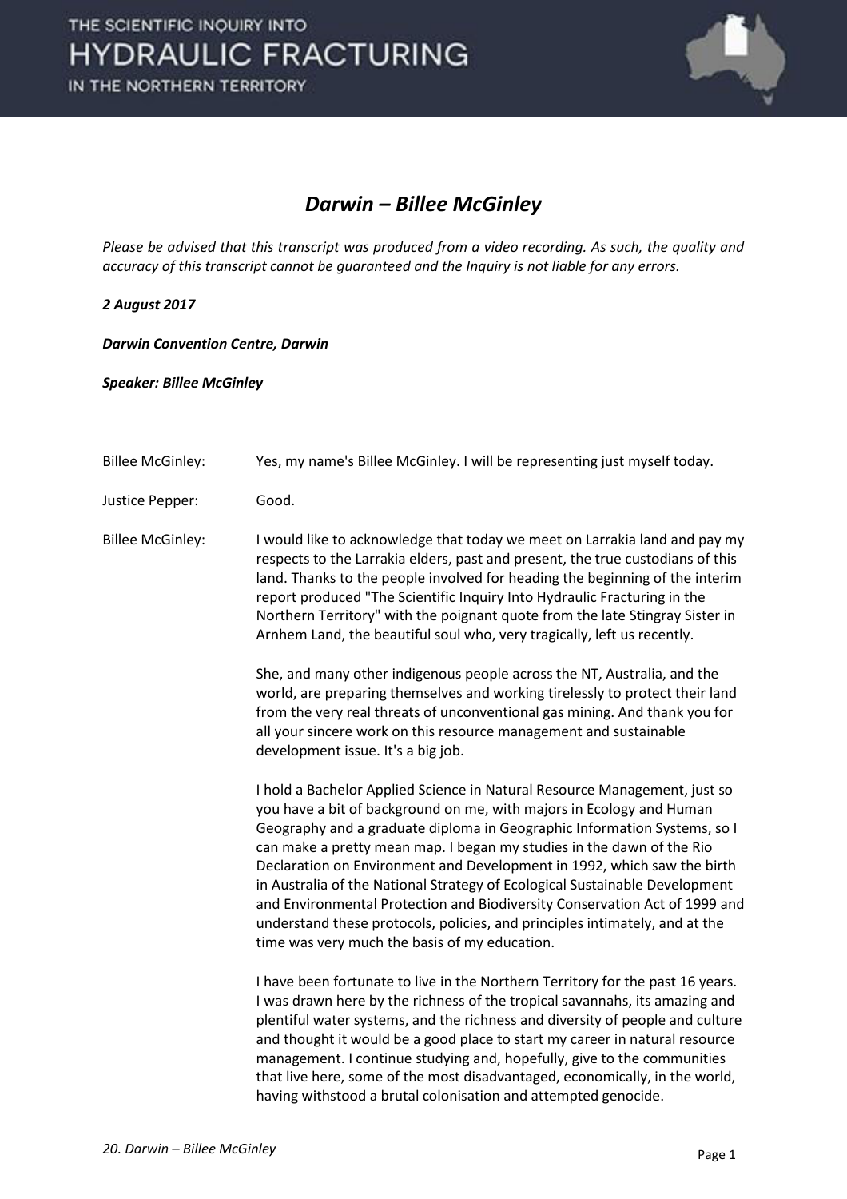# *Darwin – Billee McGinley*

*Please be advised that this transcript was produced from a video recording. As such, the quality and accuracy of this transcript cannot be guaranteed and the Inquiry is not liable for any errors.*

***2 August 2017***

***Darwin Convention Centre, Darwin***

***Speaker: Billee McGinley***

Billee McGinley: Yes, my name's Billee McGinley. I will be representing just myself today.

Justice Pepper: Good.

Billee McGinley: I would like to acknowledge that today we meet on Larrakia land and pay my respects to the Larrakia elders, past and present, the true custodians of this land. Thanks to the people involved for heading the beginning of the interim report produced "The Scientific Inquiry Into Hydraulic Fracturing in the Northern Territory" with the poignant quote from the late Stingray Sister in Arnhem Land, the beautiful soul who, very tragically, left us recently.

She, and many other indigenous people across the NT, Australia, and the world, are preparing themselves and working tirelessly to protect their land from the very real threats of unconventional gas mining. And thank you for all your sincere work on this resource management and sustainable development issue. It's a big job.

I hold a Bachelor Applied Science in Natural Resource Management, just so you have a bit of background on me, with majors in Ecology and Human Geography and a graduate diploma in Geographic Information Systems, so I can make a pretty mean map. I began my studies in the dawn of the Rio Declaration on Environment and Development in 1992, which saw the birth in Australia of the National Strategy of Ecological Sustainable Development and Environmental Protection and Biodiversity Conservation Act of 1999 and understand these protocols, policies, and principles intimately, and at the time was very much the basis of my education.

I have been fortunate to live in the Northern Territory for the past 16 years. I was drawn here by the richness of the tropical savannahs, its amazing and plentiful water systems, and the richness and diversity of people and culture and thought it would be a good place to start my career in natural resource management. I continue studying and, hopefully, give to the communities that live here, some of the most disadvantaged, economically, in the world, having withstood a brutal colonisation and attempted genocide.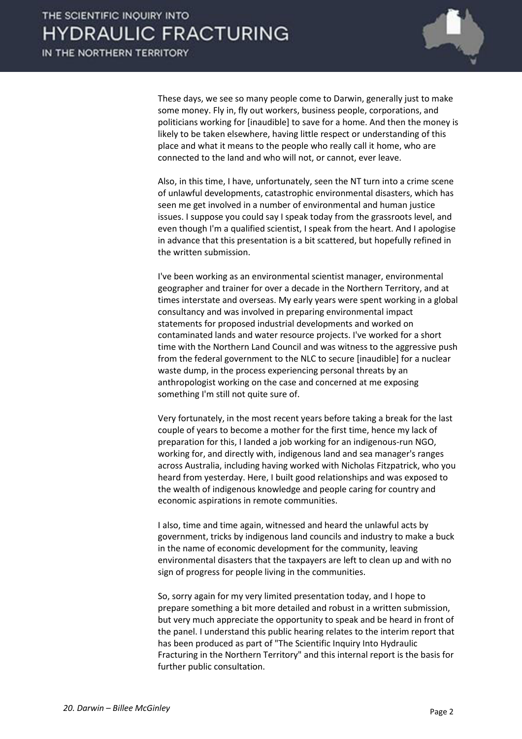These days, we see so many people come to Darwin, generally just to make some money. Fly in, fly out workers, business people, corporations, and politicians working for [inaudible] to save for a home. And then the money is likely to be taken elsewhere, having little respect or understanding of this place and what it means to the people who really call it home, who are connected to the land and who will not, or cannot, ever leave.

Also, in this time, I have, unfortunately, seen the NT turn into a crime scene of unlawful developments, catastrophic environmental disasters, which has seen me get involved in a number of environmental and human justice issues. I suppose you could say I speak today from the grassroots level, and even though I'm a qualified scientist, I speak from the heart. And I apologise in advance that this presentation is a bit scattered, but hopefully refined in the written submission.

I've been working as an environmental scientist manager, environmental geographer and trainer for over a decade in the Northern Territory, and at times interstate and overseas. My early years were spent working in a global consultancy and was involved in preparing environmental impact statements for proposed industrial developments and worked on contaminated lands and water resource projects. I've worked for a short time with the Northern Land Council and was witness to the aggressive push from the federal government to the NLC to secure [inaudible] for a nuclear waste dump, in the process experiencing personal threats by an anthropologist working on the case and concerned at me exposing something I'm still not quite sure of.

Very fortunately, in the most recent years before taking a break for the last couple of years to become a mother for the first time, hence my lack of preparation for this, I landed a job working for an indigenous-run NGO, working for, and directly with, indigenous land and sea manager's ranges across Australia, including having worked with Nicholas Fitzpatrick, who you heard from yesterday. Here, I built good relationships and was exposed to the wealth of indigenous knowledge and people caring for country and economic aspirations in remote communities.

I also, time and time again, witnessed and heard the unlawful acts by government, tricks by indigenous land councils and industry to make a buck in the name of economic development for the community, leaving environmental disasters that the taxpayers are left to clean up and with no sign of progress for people living in the communities.

So, sorry again for my very limited presentation today, and I hope to prepare something a bit more detailed and robust in a written submission, but very much appreciate the opportunity to speak and be heard in front of the panel. I understand this public hearing relates to the interim report that has been produced as part of "The Scientific Inquiry Into Hydraulic Fracturing in the Northern Territory" and this internal report is the basis for further public consultation.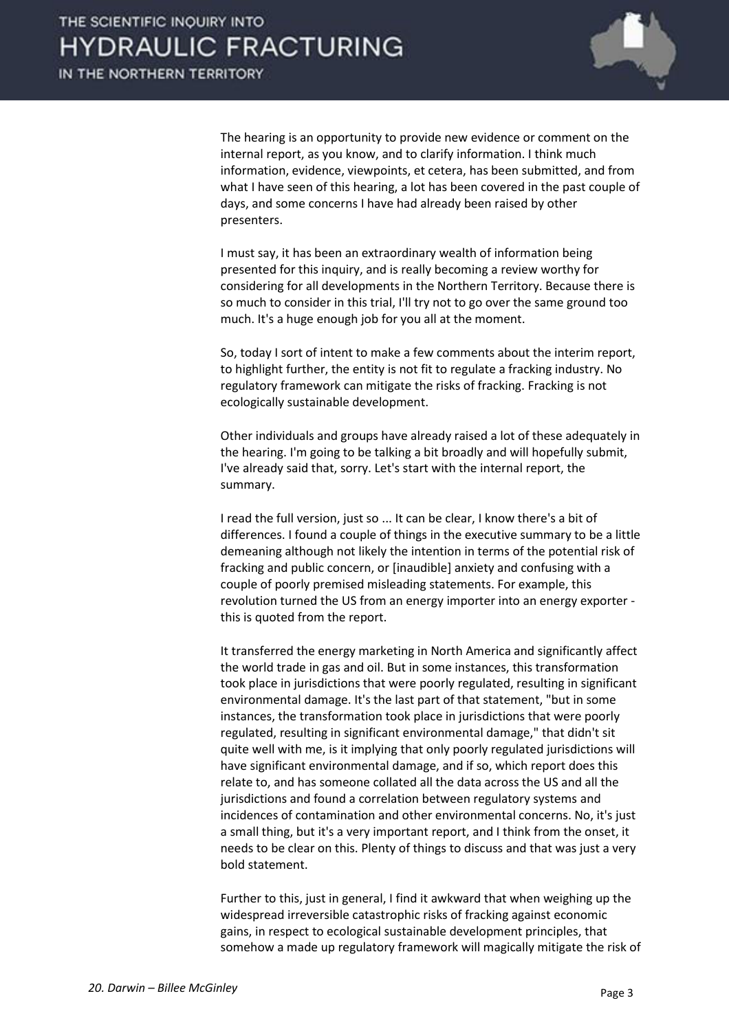The hearing is an opportunity to provide new evidence or comment on the internal report, as you know, and to clarify information. I think much information, evidence, viewpoints, et cetera, has been submitted, and from what I have seen of this hearing, a lot has been covered in the past couple of days, and some concerns I have had already been raised by other presenters.

I must say, it has been an extraordinary wealth of information being presented for this inquiry, and is really becoming a review worthy for considering for all developments in the Northern Territory. Because there is so much to consider in this trial, I'll try not to go over the same ground too much. It's a huge enough job for you all at the moment.

So, today I sort of intent to make a few comments about the interim report, to highlight further, the entity is not fit to regulate a fracking industry. No regulatory framework can mitigate the risks of fracking. Fracking is not ecologically sustainable development.

Other individuals and groups have already raised a lot of these adequately in the hearing. I'm going to be talking a bit broadly and will hopefully submit, I've already said that, sorry. Let's start with the internal report, the summary.

I read the full version, just so ... It can be clear, I know there's a bit of differences. I found a couple of things in the executive summary to be a little demeaning although not likely the intention in terms of the potential risk of fracking and public concern, or [inaudible] anxiety and confusing with a couple of poorly premised misleading statements. For example, this revolution turned the US from an energy importer into an energy exporter - this is quoted from the report.

It transferred the energy marketing in North America and significantly affect the world trade in gas and oil. But in some instances, this transformation took place in jurisdictions that were poorly regulated, resulting in significant environmental damage. It's the last part of that statement, "but in some instances, the transformation took place in jurisdictions that were poorly regulated, resulting in significant environmental damage," that didn't sit quite well with me, is it implying that only poorly regulated jurisdictions will have significant environmental damage, and if so, which report does this relate to, and has someone collated all the data across the US and all the jurisdictions and found a correlation between regulatory systems and incidences of contamination and other environmental concerns. No, it's just a small thing, but it's a very important report, and I think from the onset, it needs to be clear on this. Plenty of things to discuss and that was just a very bold statement.

Further to this, just in general, I find it awkward that when weighing up the widespread irreversible catastrophic risks of fracking against economic gains, in respect to ecological sustainable development principles, that somehow a made up regulatory framework will magically mitigate the risk of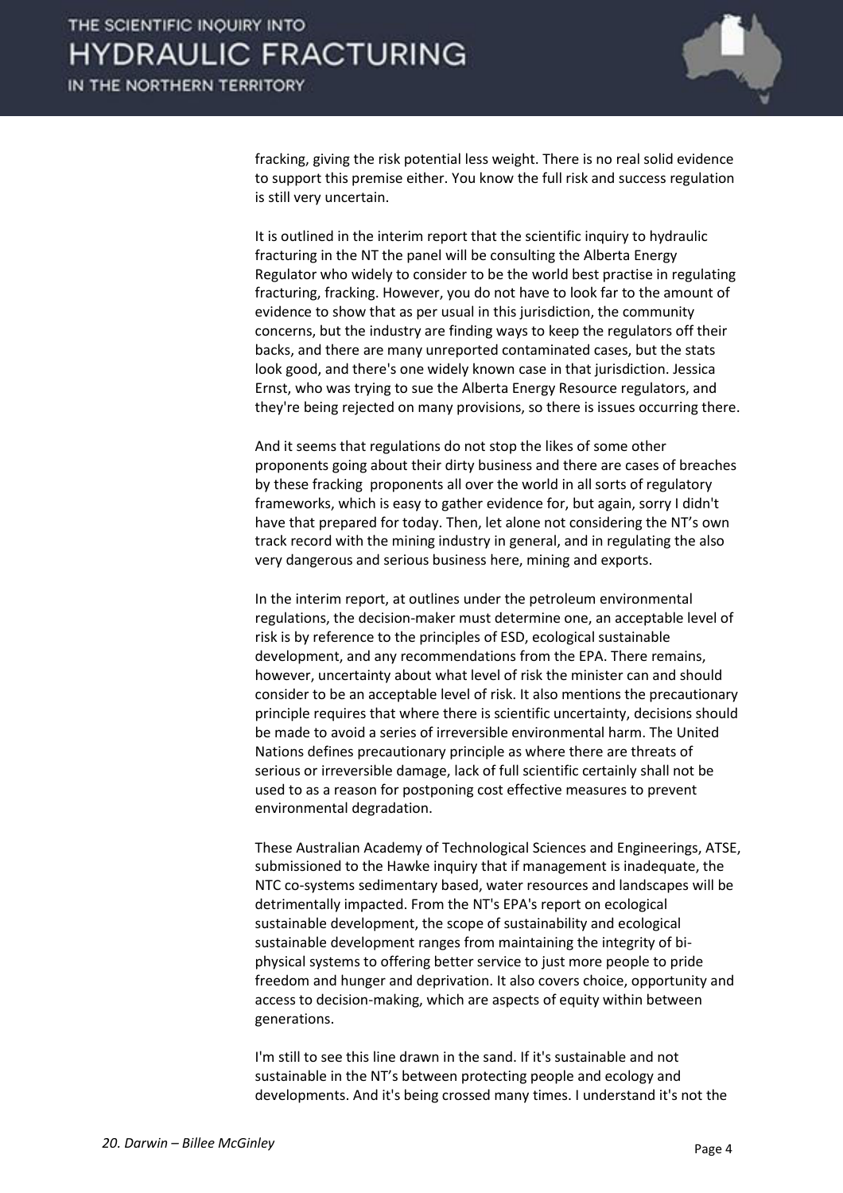fracking, giving the risk potential less weight. There is no real solid evidence to support this premise either. You know the full risk and success regulation is still very uncertain.

It is outlined in the interim report that the scientific inquiry to hydraulic fracturing in the NT the panel will be consulting the Alberta Energy Regulator who widely to consider to be the world best practise in regulating fracturing, fracking. However, you do not have to look far to the amount of evidence to show that as per usual in this jurisdiction, the community concerns, but the industry are finding ways to keep the regulators off their backs, and there are many unreported contaminated cases, but the stats look good, and there's one widely known case in that jurisdiction. Jessica Ernst, who was trying to sue the Alberta Energy Resource regulators, and they're being rejected on many provisions, so there is issues occurring there.

And it seems that regulations do not stop the likes of some other proponents going about their dirty business and there are cases of breaches by these fracking proponents all over the world in all sorts of regulatory frameworks, which is easy to gather evidence for, but again, sorry I didn't have that prepared for today. Then, let alone not considering the NT's own track record with the mining industry in general, and in regulating the also very dangerous and serious business here, mining and exports.

In the interim report, at outlines under the petroleum environmental regulations, the decision-maker must determine one, an acceptable level of risk is by reference to the principles of ESD, ecological sustainable development, and any recommendations from the EPA. There remains, however, uncertainty about what level of risk the minister can and should consider to be an acceptable level of risk. It also mentions the precautionary principle requires that where there is scientific uncertainty, decisions should be made to avoid a series of irreversible environmental harm. The United Nations defines precautionary principle as where there are threats of serious or irreversible damage, lack of full scientific certainly shall not be used to as a reason for postponing cost effective measures to prevent environmental degradation.

These Australian Academy of Technological Sciences and Engineerings, ATSE, submissioned to the Hawke inquiry that if management is inadequate, the NTC co-systems sedimentary based, water resources and landscapes will be detrimentally impacted. From the NT's EPA's report on ecological sustainable development, the scope of sustainability and ecological sustainable development ranges from maintaining the integrity of bi-physical systems to offering better service to just more people to pride freedom and hunger and deprivation. It also covers choice, opportunity and access to decision-making, which are aspects of equity within between generations.

I'm still to see this line drawn in the sand. If it's sustainable and not sustainable in the NT's between protecting people and ecology and developments. And it's being crossed many times. I understand it's not the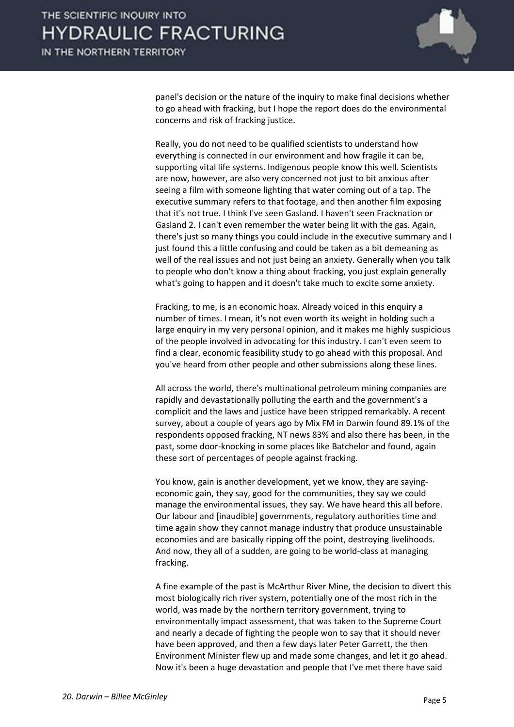panel's decision or the nature of the inquiry to make final decisions whether to go ahead with fracking, but I hope the report does do the environmental concerns and risk of fracking justice.

Really, you do not need to be qualified scientists to understand how everything is connected in our environment and how fragile it can be, supporting vital life systems. Indigenous people know this well. Scientists are now, however, are also very concerned not just to bit anxious after seeing a film with someone lighting that water coming out of a tap. The executive summary refers to that footage, and then another film exposing that it's not true. I think I've seen Gasland. I haven't seen Fracknation or Gasland 2. I can't even remember the water being lit with the gas. Again, there's just so many things you could include in the executive summary and I just found this a little confusing and could be taken as a bit demeaning as well of the real issues and not just being an anxiety. Generally when you talk to people who don't know a thing about fracking, you just explain generally what's going to happen and it doesn't take much to excite some anxiety.

Fracking, to me, is an economic hoax. Already voiced in this enquiry a number of times. I mean, it's not even worth its weight in holding such a large enquiry in my very personal opinion, and it makes me highly suspicious of the people involved in advocating for this industry. I can't even seem to find a clear, economic feasibility study to go ahead with this proposal. And you've heard from other people and other submissions along these lines.

All across the world, there's multinational petroleum mining companies are rapidly and devastationally polluting the earth and the government's a complicit and the laws and justice have been stripped remarkably. A recent survey, about a couple of years ago by Mix FM in Darwin found 89.1% of the respondents opposed fracking, NT news 83% and also there has been, in the past, some door-knocking in some places like Batchelor and found, again these sort of percentages of people against fracking.

You know, gain is another development, yet we know, they are saying-economic gain, they say, good for the communities, they say we could manage the environmental issues, they say. We have heard this all before. Our labour and [inaudible] governments, regulatory authorities time and time again show they cannot manage industry that produce unsustainable economies and are basically ripping off the point, destroying livelihoods. And now, they all of a sudden, are going to be world-class at managing fracking.

A fine example of the past is McArthur River Mine, the decision to divert this most biologically rich river system, potentially one of the most rich in the world, was made by the northern territory government, trying to environmentally impact assessment, that was taken to the Supreme Court and nearly a decade of fighting the people won to say that it should never have been approved, and then a few days later Peter Garrett, the then Environment Minister flew up and made some changes, and let it go ahead. Now it's been a huge devastation and people that I've met there have said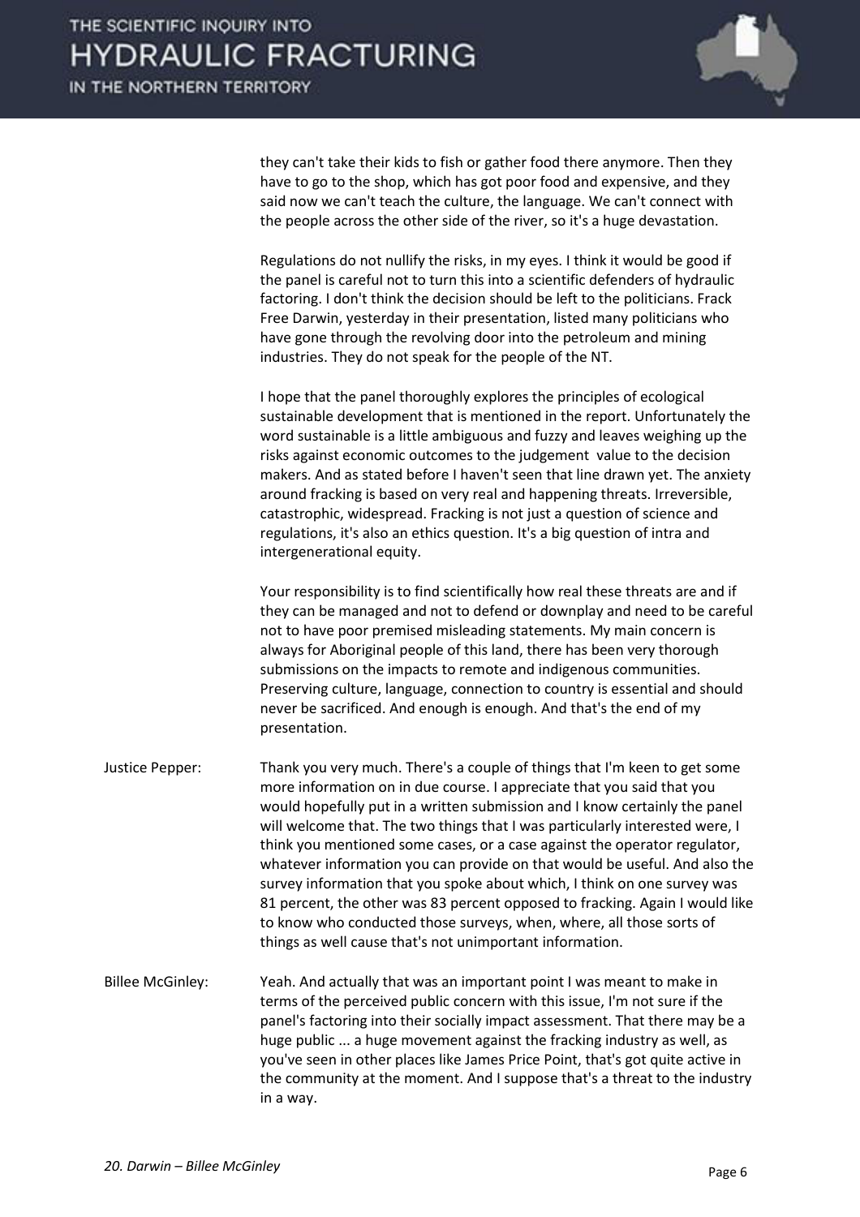they can't take their kids to fish or gather food there anymore. Then they have to go to the shop, which has got poor food and expensive, and they said now we can't teach the culture, the language. We can't connect with the people across the other side of the river, so it's a huge devastation.

Regulations do not nullify the risks, in my eyes. I think it would be good if the panel is careful not to turn this into a scientific defenders of hydraulic factoring. I don't think the decision should be left to the politicians. Frack Free Darwin, yesterday in their presentation, listed many politicians who have gone through the revolving door into the petroleum and mining industries. They do not speak for the people of the NT.

I hope that the panel thoroughly explores the principles of ecological sustainable development that is mentioned in the report. Unfortunately the word sustainable is a little ambiguous and fuzzy and leaves weighing up the risks against economic outcomes to the judgement value to the decision makers. And as stated before I haven't seen that line drawn yet. The anxiety around fracking is based on very real and happening threats. Irreversible, catastrophic, widespread. Fracking is not just a question of science and regulations, it's also an ethics question. It's a big question of intra and intergenerational equity.

Your responsibility is to find scientifically how real these threats are and if they can be managed and not to defend or downplay and need to be careful not to have poor premised misleading statements. My main concern is always for Aboriginal people of this land, there has been very thorough submissions on the impacts to remote and indigenous communities. Preserving culture, language, connection to country is essential and should never be sacrificed. And enough is enough. And that's the end of my presentation.

Justice Pepper: Thank you very much. There's a couple of things that I'm keen to get some more information on in due course. I appreciate that you said that you would hopefully put in a written submission and I know certainly the panel will welcome that. The two things that I was particularly interested were, I think you mentioned some cases, or a case against the operator regulator, whatever information you can provide on that would be useful. And also the survey information that you spoke about which, I think on one survey was 81 percent, the other was 83 percent opposed to fracking. Again I would like to know who conducted those surveys, when, where, all those sorts of things as well cause that's not unimportant information.

Billee McGinley: Yeah. And actually that was an important point I was meant to make in terms of the perceived public concern with this issue, I'm not sure if the panel's factoring into their socially impact assessment. That there may be a huge public ... a huge movement against the fracking industry as well, as you've seen in other places like James Price Point, that's got quite active in the community at the moment. And I suppose that's a threat to the industry in a way.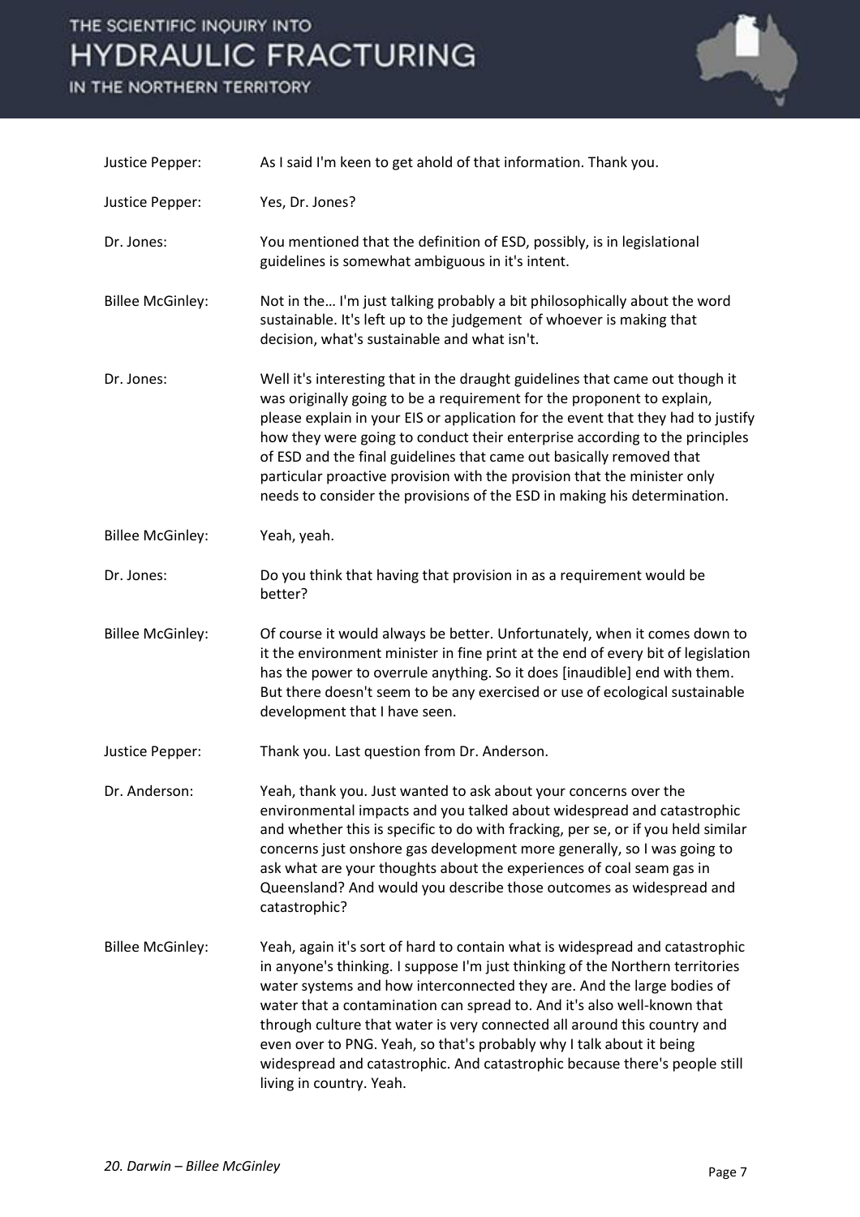Justice Pepper: As I said I'm keen to get ahold of that information. Thank you.

Justice Pepper: Yes, Dr. Jones?

Dr. Jones: You mentioned that the definition of ESD, possibly, is in legislational guidelines is somewhat ambiguous in it's intent.

Billee McGinley: Not in the… I'm just talking probably a bit philosophically about the word sustainable. It's left up to the judgement of whoever is making that decision, what's sustainable and what isn't.

Dr. Jones: Well it's interesting that in the draught guidelines that came out though it was originally going to be a requirement for the proponent to explain, please explain in your EIS or application for the event that they had to justify how they were going to conduct their enterprise according to the principles of ESD and the final guidelines that came out basically removed that particular proactive provision with the provision that the minister only needs to consider the provisions of the ESD in making his determination.

Billee McGinley: Yeah, yeah.

Dr. Jones: Do you think that having that provision in as a requirement would be better?

Billee McGinley: Of course it would always be better. Unfortunately, when it comes down to it the environment minister in fine print at the end of every bit of legislation has the power to overrule anything. So it does [inaudible] end with them. But there doesn't seem to be any exercised or use of ecological sustainable development that I have seen.

Justice Pepper: Thank you. Last question from Dr. Anderson.

Dr. Anderson: Yeah, thank you. Just wanted to ask about your concerns over the environmental impacts and you talked about widespread and catastrophic and whether this is specific to do with fracking, per se, or if you held similar concerns just onshore gas development more generally, so I was going to ask what are your thoughts about the experiences of coal seam gas in Queensland? And would you describe those outcomes as widespread and catastrophic?

Billee McGinley: Yeah, again it's sort of hard to contain what is widespread and catastrophic in anyone's thinking. I suppose I'm just thinking of the Northern territories water systems and how interconnected they are. And the large bodies of water that a contamination can spread to. And it's also well-known that through culture that water is very connected all around this country and even over to PNG. Yeah, so that's probably why I talk about it being widespread and catastrophic. And catastrophic because there's people still living in country. Yeah.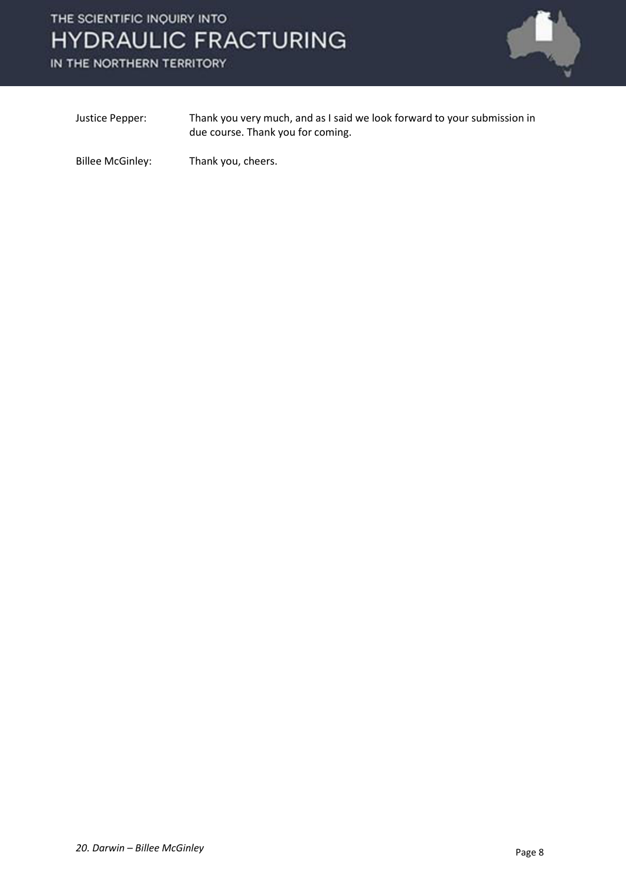Justice Pepper: Thank you very much, and as I said we look forward to your submission in due course. Thank you for coming.

Billee McGinley: Thank you, cheers.